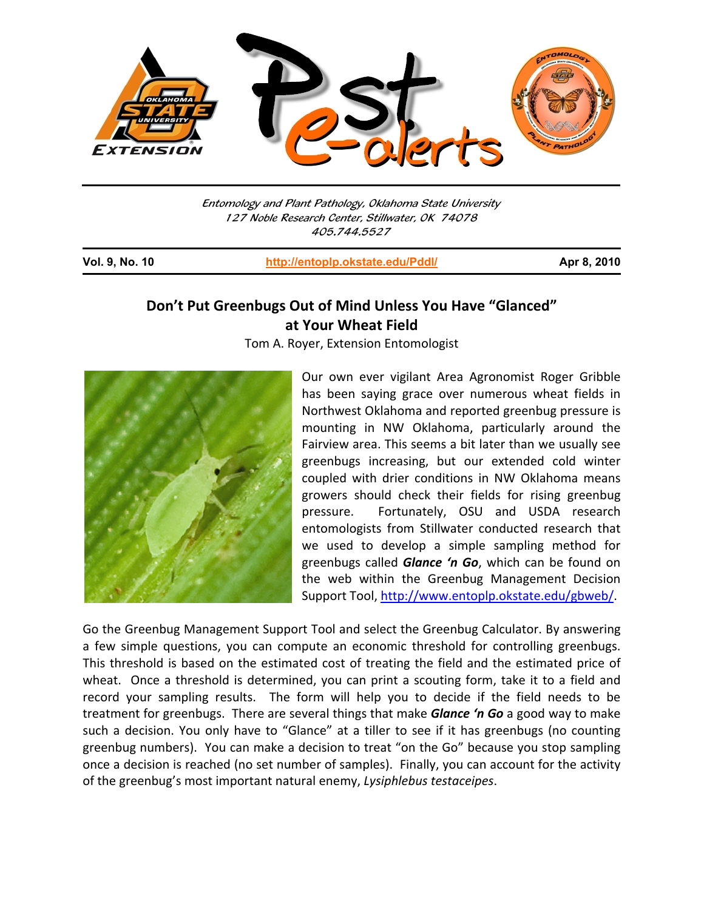Entomology and Plant Pathology, Oklahoma State University
127 Noble Research Center, Stillwater, OK 74078
405.744.5527

**Vol. 9, No. 10** | **http://entoplp.okstate.edu/Pddl/** | **Apr 8, 2010**

## Don't Put Greenbugs Out of Mind Unless You Have "Glanced" at Your Wheat Field

Tom A. Royer, Extension Entomologist

Our own ever vigilant Area Agronomist Roger Gribble has been saying grace over numerous wheat fields in Northwest Oklahoma and reported greenbug pressure is mounting in NW Oklahoma, particularly around the Fairview area. This seems a bit later than we usually see greenbugs increasing, but our extended cold winter coupled with drier conditions in NW Oklahoma means growers should check their fields for rising greenbug pressure. Fortunately, OSU and USDA research entomologists from Stillwater conducted research that we used to develop a simple sampling method for greenbugs called ***Glance 'n Go***, which can be found on the web within the Greenbug Management Decision Support Tool, http://www.entoplp.okstate.edu/gbweb/.

Go the Greenbug Management Support Tool and select the Greenbug Calculator. By answering a few simple questions, you can compute an economic threshold for controlling greenbugs. This threshold is based on the estimated cost of treating the field and the estimated price of wheat. Once a threshold is determined, you can print a scouting form, take it to a field and record your sampling results. The form will help you to decide if the field needs to be treatment for greenbugs. There are several things that make ***Glance 'n Go*** a good way to make such a decision. You only have to "Glance" at a tiller to see if it has greenbugs (no counting greenbug numbers). You can make a decision to treat "on the Go" because you stop sampling once a decision is reached (no set number of samples). Finally, you can account for the activity of the greenbug's most important natural enemy, *Lysiphlebus testaceipes*.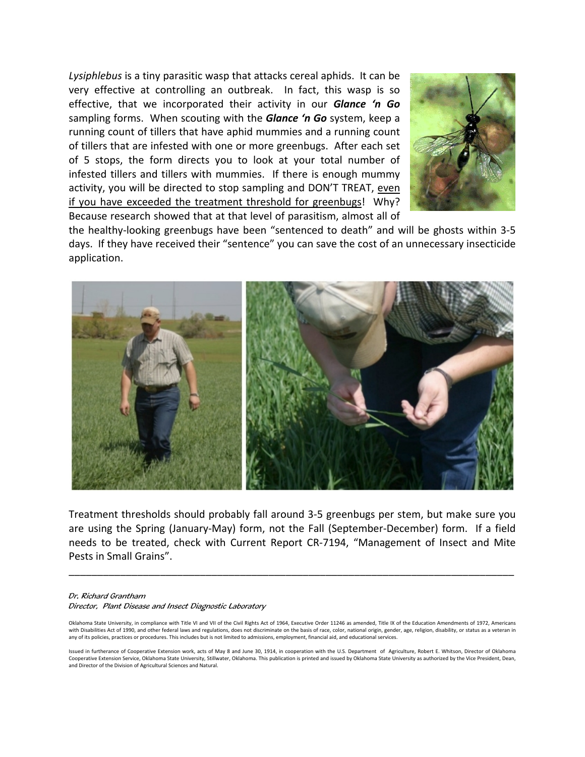*Lysiphlebus* is a tiny parasitic wasp that attacks cereal aphids. It can be very effective at controlling an outbreak. In fact, this wasp is so effective, that we incorporated their activity in our ***Glance 'n Go*** sampling forms. When scouting with the ***Glance 'n Go*** system, keep a running count of tillers that have aphid mummies and a running count of tillers that are infested with one or more greenbugs. After each set of 5 stops, the form directs you to look at your total number of infested tillers and tillers with mummies. If there is enough mummy activity, you will be directed to stop sampling and DON'T TREAT, <u>even if you have exceeded the treatment threshold for greenbugs</u>! Why? Because research showed that at that level of parasitism, almost all of the healthy-looking greenbugs have been "sentenced to death" and will be ghosts within 3-5 days. If they have received their "sentence" you can save the cost of an unnecessary insecticide application.

Treatment thresholds should probably fall around 3-5 greenbugs per stem, but make sure you are using the Spring (January-May) form, not the Fall (September-December) form. If a field needs to be treated, check with Current Report CR-7194, "Management of Insect and Mite Pests in Small Grains".

---

*Dr. Richard Grantham*
*Director, Plant Disease and Insect Diagnostic Laboratory*

Oklahoma State University, in compliance with Title VI and VII of the Civil Rights Act of 1964, Executive Order 11246 as amended, Title IX of the Education Amendments of 1972, Americans with Disabilities Act of 1990, and other federal laws and regulations, does not discriminate on the basis of race, color, national origin, gender, age, religion, disability, or status as a veteran in any of its policies, practices or procedures. This includes but is not limited to admissions, employment, financial aid, and educational services.

Issued in furtherance of Cooperative Extension work, acts of May 8 and June 30, 1914, in cooperation with the U.S. Department of Agriculture, Robert E. Whitson, Director of Oklahoma Cooperative Extension Service, Oklahoma State University, Stillwater, Oklahoma. This publication is printed and issued by Oklahoma State University as authorized by the Vice President, Dean, and Director of the Division of Agricultural Sciences and Natural.